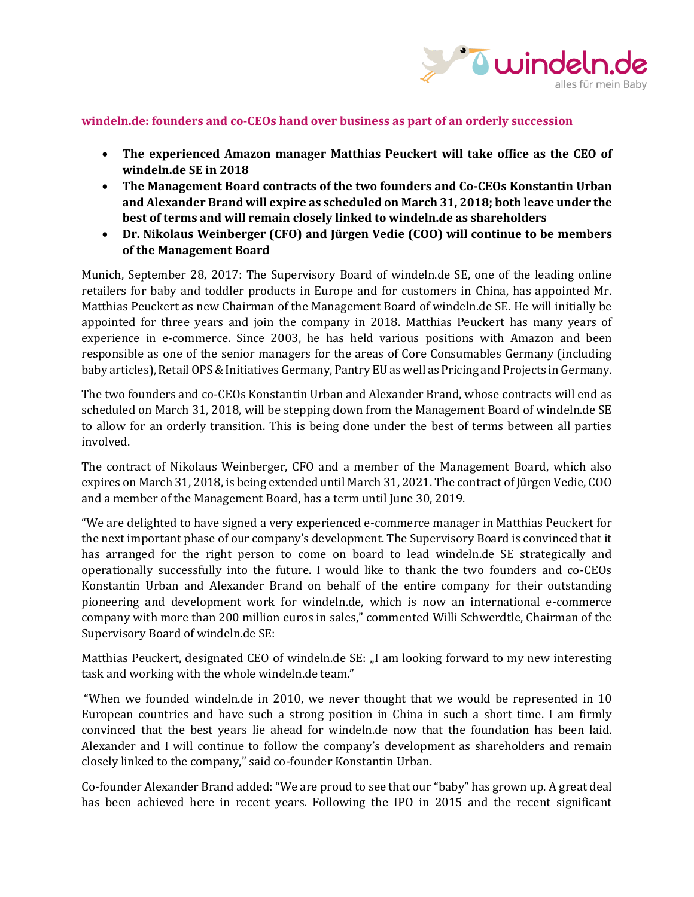**windeln.de: founders and co-CEOs hand over business as part of an orderly succession**

- **The experienced Amazon manager Matthias Peuckert will take office as the CEO of windeln.de SE in 2018**
- **The Management Board contracts of the two founders and Co-CEOs Konstantin Urban and Alexander Brand will expire as scheduled on March 31, 2018; both leave under the best of terms and will remain closely linked to windeln.de as shareholders**
- **Dr. Nikolaus Weinberger (CFO) and Jürgen Vedie (COO) will continue to be members of the Management Board**

Munich, September 28, 2017: The Supervisory Board of windeln.de SE, one of the leading online retailers for baby and toddler products in Europe and for customers in China, has appointed Mr. Matthias Peuckert as new Chairman of the Management Board of windeln.de SE. He will initially be appointed for three years and join the company in 2018. Matthias Peuckert has many years of experience in e-commerce. Since 2003, he has held various positions with Amazon and been responsible as one of the senior managers for the areas of Core Consumables Germany (including baby articles), Retail OPS & Initiatives Germany, Pantry EU as well as Pricing and Projects in Germany.

The two founders and co-CEOs Konstantin Urban and Alexander Brand, whose contracts will end as scheduled on March 31, 2018, will be stepping down from the Management Board of windeln.de SE to allow for an orderly transition. This is being done under the best of terms between all parties involved.

The contract of Nikolaus Weinberger, CFO and a member of the Management Board, which also expires on March 31, 2018, is being extended until March 31, 2021. The contract of Jürgen Vedie, COO and a member of the Management Board, has a term until June 30, 2019.

"We are delighted to have signed a very experienced e-commerce manager in Matthias Peuckert for the next important phase of our company's development. The Supervisory Board is convinced that it has arranged for the right person to come on board to lead windeln.de SE strategically and operationally successfully into the future. I would like to thank the two founders and co-CEOs Konstantin Urban and Alexander Brand on behalf of the entire company for their outstanding pioneering and development work for windeln.de, which is now an international e-commerce company with more than 200 million euros in sales," commented Willi Schwerdtle, Chairman of the Supervisory Board of windeln.de SE:

Matthias Peuckert, designated CEO of windeln.de SE: „I am looking forward to my new interesting task and working with the whole windeln.de team."

"When we founded windeln.de in 2010, we never thought that we would be represented in 10 European countries and have such a strong position in China in such a short time. I am firmly convinced that the best years lie ahead for windeln.de now that the foundation has been laid. Alexander and I will continue to follow the company's development as shareholders and remain closely linked to the company," said co-founder Konstantin Urban.

Co-founder Alexander Brand added: "We are proud to see that our "baby" has grown up. A great deal has been achieved here in recent years. Following the IPO in 2015 and the recent significant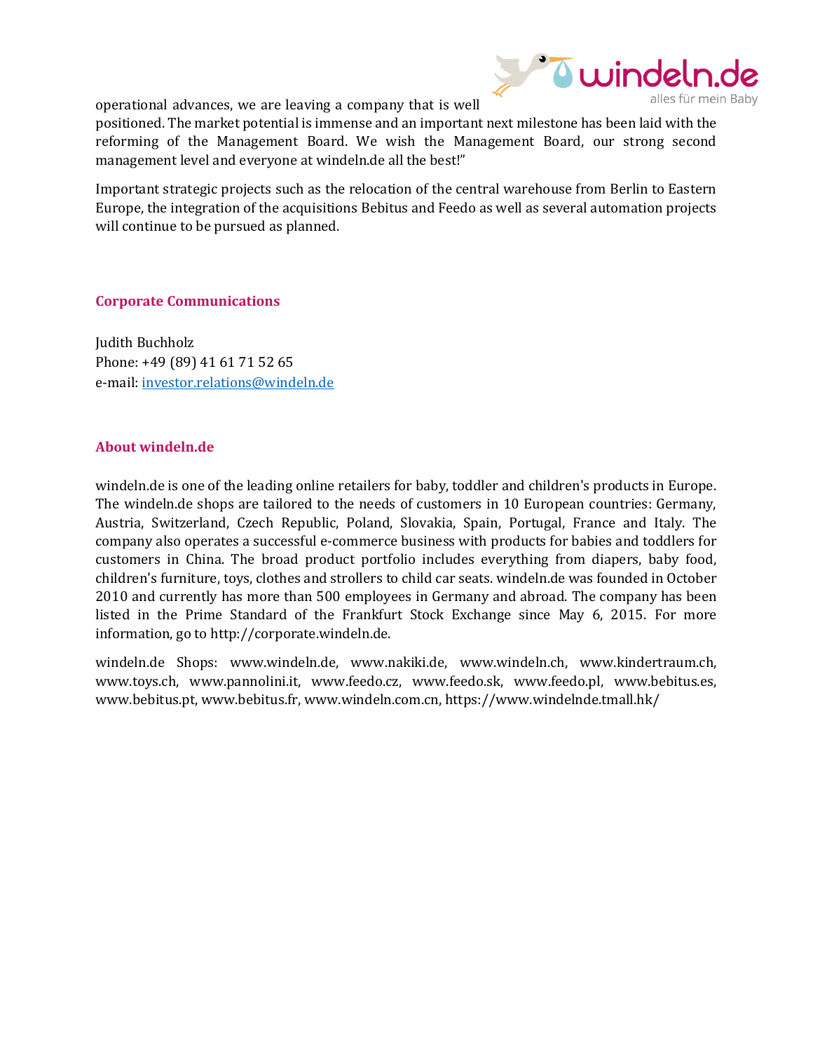operational advances, we are leaving a company that is well positioned. The market potential is immense and an important next milestone has been laid with the reforming of the Management Board. We wish the Management Board, our strong second management level and everyone at windeln.de all the best!"

Important strategic projects such as the relocation of the central warehouse from Berlin to Eastern Europe, the integration of the acquisitions Bebitus and Feedo as well as several automation projects will continue to be pursued as planned.

## Corporate Communications

Judith Buchholz
Phone: +49 (89) 41 61 71 52 65
e-mail: investor.relations@windeln.de

## About windeln.de

windeln.de is one of the leading online retailers for baby, toddler and children's products in Europe. The windeln.de shops are tailored to the needs of customers in 10 European countries: Germany, Austria, Switzerland, Czech Republic, Poland, Slovakia, Spain, Portugal, France and Italy. The company also operates a successful e-commerce business with products for babies and toddlers for customers in China. The broad product portfolio includes everything from diapers, baby food, children's furniture, toys, clothes and strollers to child car seats. windeln.de was founded in October 2010 and currently has more than 500 employees in Germany and abroad. The company has been listed in the Prime Standard of the Frankfurt Stock Exchange since May 6, 2015. For more information, go to http://corporate.windeln.de.

windeln.de Shops: www.windeln.de, www.nakiki.de, www.windeln.ch, www.kindertraum.ch, www.toys.ch, www.pannolini.it, www.feedo.cz, www.feedo.sk, www.feedo.pl, www.bebitus.es, www.bebitus.pt, www.bebitus.fr, www.windeln.com.cn, https://www.windelnde.tmall.hk/